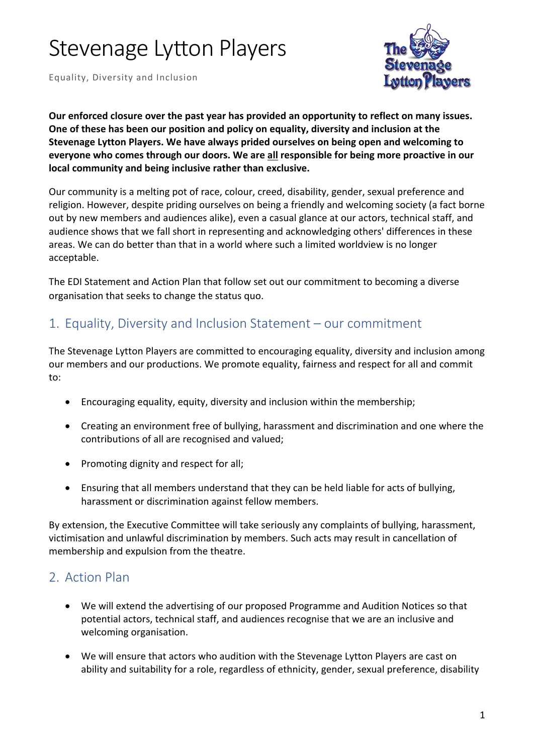# Stevenage Lytton Players

Equality, Diversity and Inclusion

**Our enforced closure over the past year has provided an opportunity to reflect on many issues. One of these has been our position and policy on equality, diversity and inclusion at the Stevenage Lytton Players. We have always prided ourselves on being open and welcoming to everyone who comes through our doors. We are <u>all</u> responsible for being more proactive in our local community and being inclusive rather than exclusive.**

Our community is a melting pot of race, colour, creed, disability, gender, sexual preference and religion. However, despite priding ourselves on being a friendly and welcoming society (a fact borne out by new members and audiences alike), even a casual glance at our actors, technical staff, and audience shows that we fall short in representing and acknowledging others' differences in these areas. We can do better than that in a world where such a limited worldview is no longer acceptable.

The EDI Statement and Action Plan that follow set out our commitment to becoming a diverse organisation that seeks to change the status quo.

## 1. Equality, Diversity and Inclusion Statement – our commitment

The Stevenage Lytton Players are committed to encouraging equality, diversity and inclusion among our members and our productions. We promote equality, fairness and respect for all and commit to:

- Encouraging equality, equity, diversity and inclusion within the membership;
- Creating an environment free of bullying, harassment and discrimination and one where the contributions of all are recognised and valued;
- Promoting dignity and respect for all;
- Ensuring that all members understand that they can be held liable for acts of bullying, harassment or discrimination against fellow members.

By extension, the Executive Committee will take seriously any complaints of bullying, harassment, victimisation and unlawful discrimination by members. Such acts may result in cancellation of membership and expulsion from the theatre.

## 2. Action Plan

- We will extend the advertising of our proposed Programme and Audition Notices so that potential actors, technical staff, and audiences recognise that we are an inclusive and welcoming organisation.
- We will ensure that actors who audition with the Stevenage Lytton Players are cast on ability and suitability for a role, regardless of ethnicity, gender, sexual preference, disability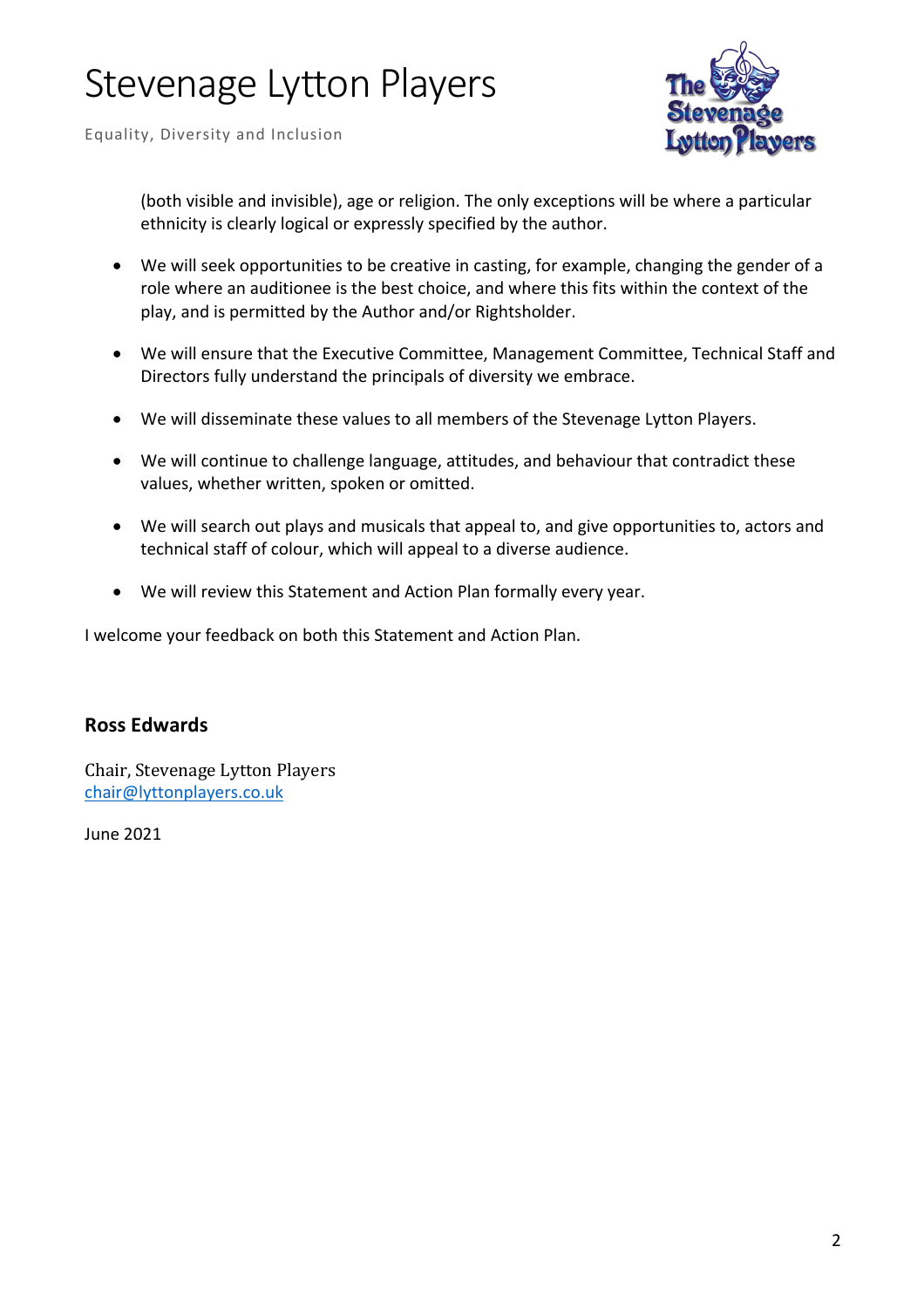(both visible and invisible), age or religion. The only exceptions will be where a particular ethnicity is clearly logical or expressly specified by the author.

- We will seek opportunities to be creative in casting, for example, changing the gender of a role where an auditionee is the best choice, and where this fits within the context of the play, and is permitted by the Author and/or Rightsholder.

- We will ensure that the Executive Committee, Management Committee, Technical Staff and Directors fully understand the principals of diversity we embrace.

- We will disseminate these values to all members of the Stevenage Lytton Players.

- We will continue to challenge language, attitudes, and behaviour that contradict these values, whether written, spoken or omitted.

- We will search out plays and musicals that appeal to, and give opportunities to, actors and technical staff of colour, which will appeal to a diverse audience.

- We will review this Statement and Action Plan formally every year.

I welcome your feedback on both this Statement and Action Plan.

**Ross Edwards**

Chair, Stevenage Lytton Players
chair@lyttonplayers.co.uk

June 2021